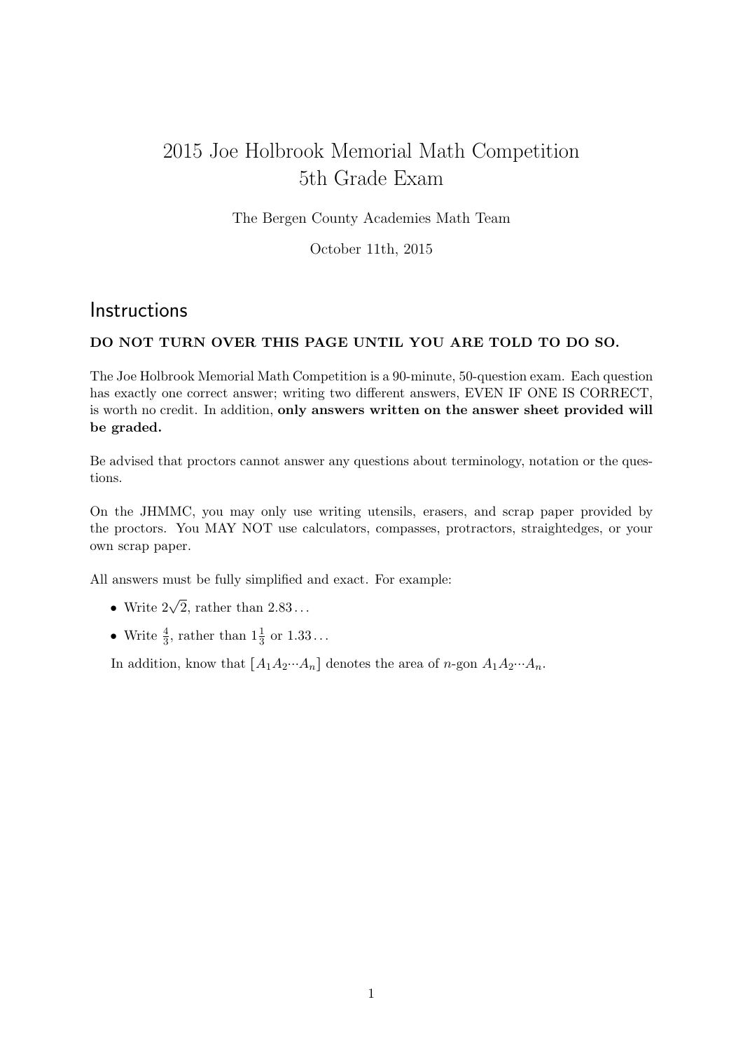# 2015 Joe Holbrook Memorial Math Competition
# 5th Grade Exam

The Bergen County Academies Math Team

October 11th, 2015

## Instructions

**DO NOT TURN OVER THIS PAGE UNTIL YOU ARE TOLD TO DO SO.**

The Joe Holbrook Memorial Math Competition is a 90-minute, 50-question exam. Each question has exactly one correct answer; writing two different answers, EVEN IF ONE IS CORRECT, is worth no credit. In addition, **only answers written on the answer sheet provided will be graded.**

Be advised that proctors cannot answer any questions about terminology, notation or the questions.

On the JHMMC, you may only use writing utensils, erasers, and scrap paper provided by the proctors. You MAY NOT use calculators, compasses, protractors, straightedges, or your own scrap paper.

All answers must be fully simplified and exact. For example:

- Write $2\sqrt{2}$, rather than $2.83\ldots$
- Write $\frac{4}{3}$, rather than $1\frac{1}{3}$ or $1.33\ldots$

In addition, know that $[A_1A_2 \cdots A_n]$ denotes the area of $n$-gon $A_1A_2 \cdots A_n$.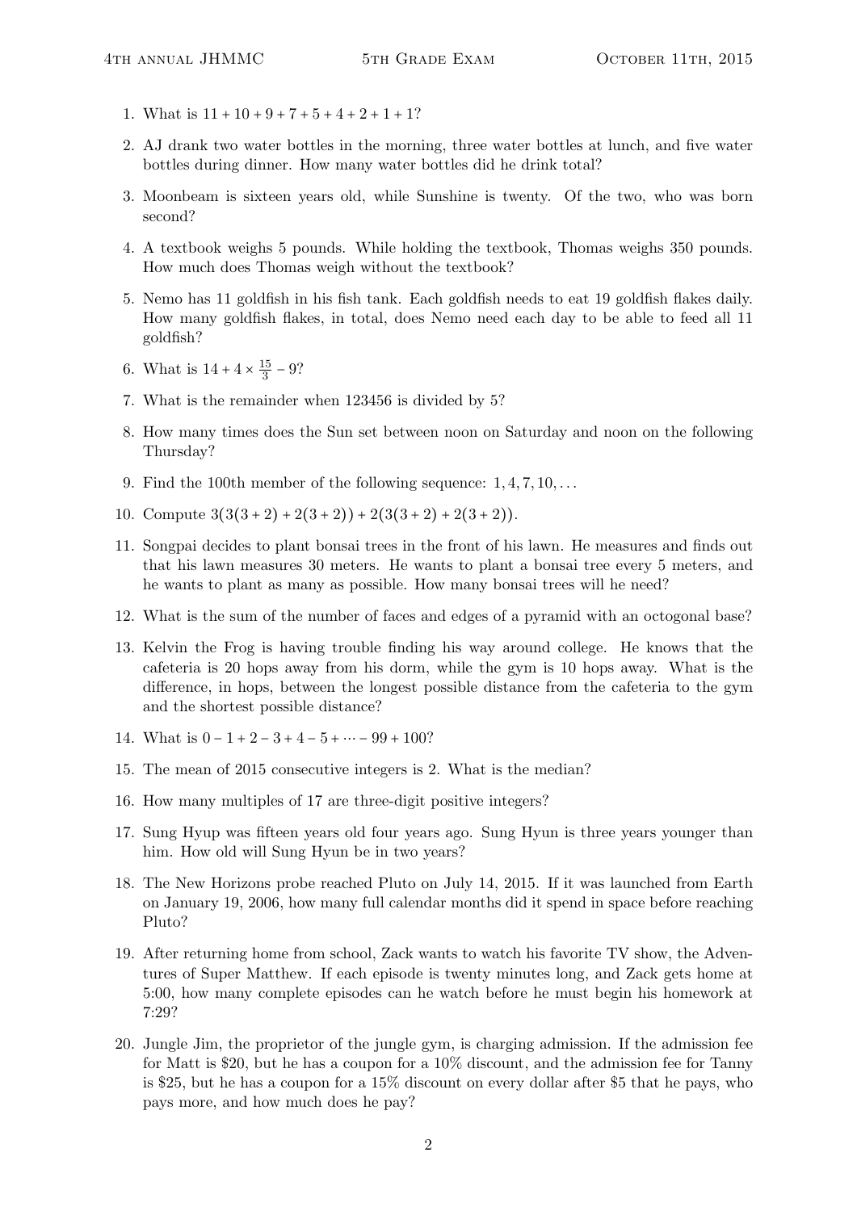1. What is $11 + 10 + 9 + 7 + 5 + 4 + 2 + 1 + 1$?

2. AJ drank two water bottles in the morning, three water bottles at lunch, and five water bottles during dinner. How many water bottles did he drink total?

3. Moonbeam is sixteen years old, while Sunshine is twenty. Of the two, who was born second?

4. A textbook weighs 5 pounds. While holding the textbook, Thomas weighs 350 pounds. How much does Thomas weigh without the textbook?

5. Nemo has 11 goldfish in his fish tank. Each goldfish needs to eat 19 goldfish flakes daily. How many goldfish flakes, in total, does Nemo need each day to be able to feed all 11 goldfish?

6. What is $14 + 4 \times \frac{15}{3} - 9$?

7. What is the remainder when 123456 is divided by 5?

8. How many times does the Sun set between noon on Saturday and noon on the following Thursday?

9. Find the 100th member of the following sequence: $1, 4, 7, 10, \ldots$

10. Compute $3(3(3 + 2) + 2(3 + 2)) + 2(3(3 + 2) + 2(3 + 2))$.

11. Songpai decides to plant bonsai trees in the front of his lawn. He measures and finds out that his lawn measures 30 meters. He wants to plant a bonsai tree every 5 meters, and he wants to plant as many as possible. How many bonsai trees will he need?

12. What is the sum of the number of faces and edges of a pyramid with an octogonal base?

13. Kelvin the Frog is having trouble finding his way around college. He knows that the cafeteria is 20 hops away from his dorm, while the gym is 10 hops away. What is the difference, in hops, between the longest possible distance from the cafeteria to the gym and the shortest possible distance?

14. What is $0 - 1 + 2 - 3 + 4 - 5 + \cdots - 99 + 100$?

15. The mean of 2015 consecutive integers is 2. What is the median?

16. How many multiples of 17 are three-digit positive integers?

17. Sung Hyup was fifteen years old four years ago. Sung Hyun is three years younger than him. How old will Sung Hyun be in two years?

18. The New Horizons probe reached Pluto on July 14, 2015. If it was launched from Earth on January 19, 2006, how many full calendar months did it spend in space before reaching Pluto?

19. After returning home from school, Zack wants to watch his favorite TV show, the Adventures of Super Matthew. If each episode is twenty minutes long, and Zack gets home at 5:00, how many complete episodes can he watch before he must begin his homework at 7:29?

20. Jungle Jim, the proprietor of the jungle gym, is charging admission. If the admission fee for Matt is \$20, but he has a coupon for a 10% discount, and the admission fee for Tanny is \$25, but he has a coupon for a 15% discount on every dollar after \$5 that he pays, who pays more, and how much does he pay?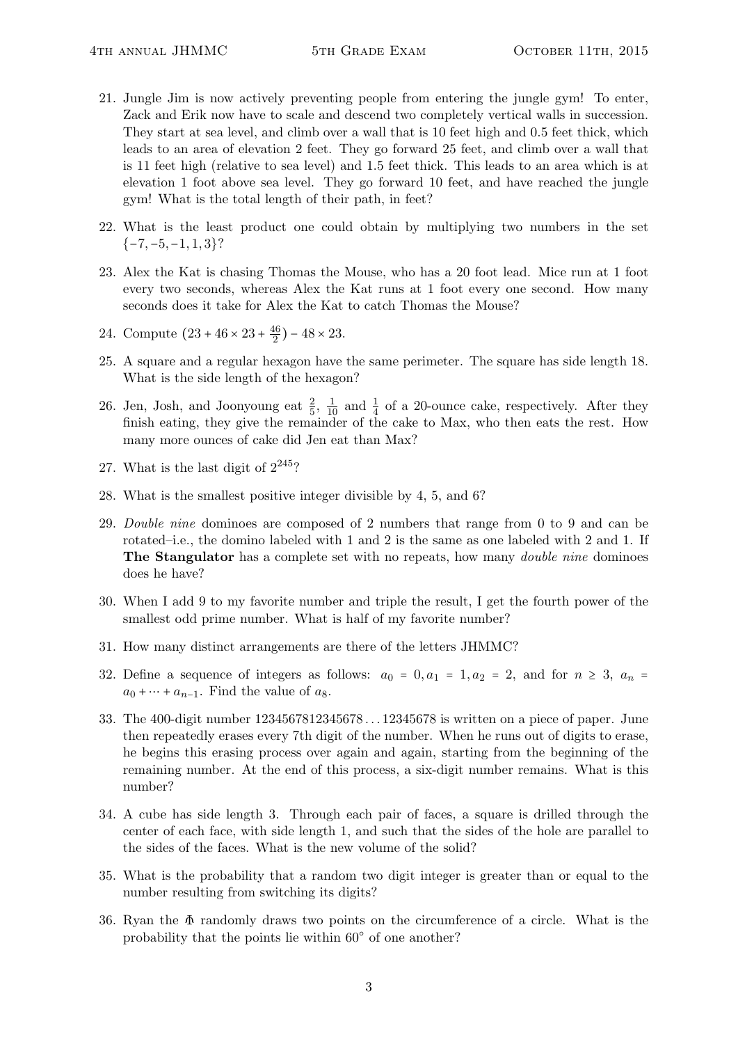21. Jungle Jim is now actively preventing people from entering the jungle gym! To enter, Zack and Erik now have to scale and descend two completely vertical walls in succession. They start at sea level, and climb over a wall that is 10 feet high and 0.5 feet thick, which leads to an area of elevation 2 feet. They go forward 25 feet, and climb over a wall that is 11 feet high (relative to sea level) and 1.5 feet thick. This leads to an area which is at elevation 1 foot above sea level. They go forward 10 feet, and have reached the jungle gym! What is the total length of their path, in feet?

22. What is the least product one could obtain by multiplying two numbers in the set $\{-7, -5, -1, 1, 3\}$?

23. Alex the Kat is chasing Thomas the Mouse, who has a 20 foot lead. Mice run at 1 foot every two seconds, whereas Alex the Kat runs at 1 foot every one second. How many seconds does it take for Alex the Kat to catch Thomas the Mouse?

24. Compute $(23 + 46 \times 23 + \frac{46}{2}) - 48 \times 23$.

25. A square and a regular hexagon have the same perimeter. The square has side length 18. What is the side length of the hexagon?

26. Jen, Josh, and Joonyoung eat $\frac{2}{5}$, $\frac{1}{10}$ and $\frac{1}{4}$ of a 20-ounce cake, respectively. After they finish eating, they give the remainder of the cake to Max, who then eats the rest. How many more ounces of cake did Jen eat than Max?

27. What is the last digit of $2^{245}$?

28. What is the smallest positive integer divisible by 4, 5, and 6?

29. *Double nine* dominoes are composed of 2 numbers that range from 0 to 9 and can be rotated–i.e., the domino labeled with 1 and 2 is the same as one labeled with 2 and 1. If **The Stangulator** has a complete set with no repeats, how many *double nine* dominoes does he have?

30. When I add 9 to my favorite number and triple the result, I get the fourth power of the smallest odd prime number. What is half of my favorite number?

31. How many distinct arrangements are there of the letters JHMMC?

32. Define a sequence of integers as follows: $a_0 = 0, a_1 = 1, a_2 = 2$, and for $n \geq 3$, $a_n = a_0 + \cdots + a_{n-1}$. Find the value of $a_8$.

33. The 400-digit number $1234567812345678 \ldots 12345678$ is written on a piece of paper. June then repeatedly erases every 7th digit of the number. When he runs out of digits to erase, he begins this erasing process over again and again, starting from the beginning of the remaining number. At the end of this process, a six-digit number remains. What is this number?

34. A cube has side length 3. Through each pair of faces, a square is drilled through the center of each face, with side length 1, and such that the sides of the hole are parallel to the sides of the faces. What is the new volume of the solid?

35. What is the probability that a random two digit integer is greater than or equal to the number resulting from switching its digits?

36. Ryan the ₼ randomly draws two points on the circumference of a circle. What is the probability that the points lie within $60^\circ$ of one another?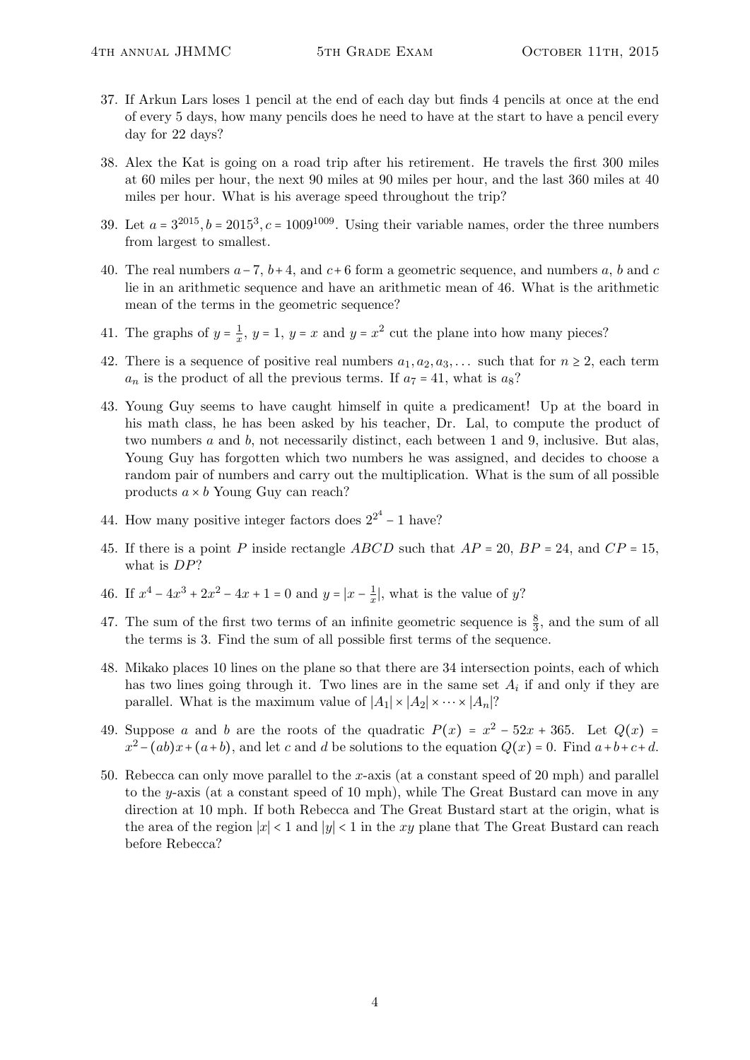37. If Arkun Lars loses 1 pencil at the end of each day but finds 4 pencils at once at the end of every 5 days, how many pencils does he need to have at the start to have a pencil every day for 22 days?

38. Alex the Kat is going on a road trip after his retirement. He travels the first 300 miles at 60 miles per hour, the next 90 miles at 90 miles per hour, and the last 360 miles at 40 miles per hour. What is his average speed throughout the trip?

39. Let $a = 3^{2015}, b = 2015^3, c = 1009^{1009}$. Using their variable names, order the three numbers from largest to smallest.

40. The real numbers $a - 7$, $b + 4$, and $c + 6$ form a geometric sequence, and numbers $a$, $b$ and $c$ lie in an arithmetic sequence and have an arithmetic mean of 46. What is the arithmetic mean of the terms in the geometric sequence?

41. The graphs of $y = \frac{1}{x}$, $y = 1$, $y = x$ and $y = x^2$ cut the plane into how many pieces?

42. There is a sequence of positive real numbers $a_1, a_2, a_3, \ldots$ such that for $n \geq 2$, each term $a_n$ is the product of all the previous terms. If $a_7 = 41$, what is $a_8$?

43. Young Guy seems to have caught himself in quite a predicament! Up at the board in his math class, he has been asked by his teacher, Dr. Lal, to compute the product of two numbers $a$ and $b$, not necessarily distinct, each between 1 and 9, inclusive. But alas, Young Guy has forgotten which two numbers he was assigned, and decides to choose a random pair of numbers and carry out the multiplication. What is the sum of all possible products $a \times b$ Young Guy can reach?

44. How many positive integer factors does $2^{2^4} - 1$ have?

45. If there is a point $P$ inside rectangle $ABCD$ such that $AP = 20$, $BP = 24$, and $CP = 15$, what is $DP$?

46. If $x^4 - 4x^3 + 2x^2 - 4x + 1 = 0$ and $y = |x - \frac{1}{x}|$, what is the value of $y$?

47. The sum of the first two terms of an infinite geometric sequence is $\frac{8}{3}$, and the sum of all the terms is 3. Find the sum of all possible first terms of the sequence.

48. Mikako places 10 lines on the plane so that there are 34 intersection points, each of which has two lines going through it. Two lines are in the same set $A_i$ if and only if they are parallel. What is the maximum value of $|A_1| \times |A_2| \times \cdots \times |A_n|$?

49. Suppose $a$ and $b$ are the roots of the quadratic $P(x) = x^2 - 52x + 365$. Let $Q(x) = x^2 - (ab)x + (a + b)$, and let $c$ and $d$ be solutions to the equation $Q(x) = 0$. Find $a + b + c + d$.

50. Rebecca can only move parallel to the $x$-axis (at a constant speed of 20 mph) and parallel to the $y$-axis (at a constant speed of 10 mph), while The Great Bustard can move in any direction at 10 mph. If both Rebecca and The Great Bustard start at the origin, what is the area of the region $|x| < 1$ and $|y| < 1$ in the $xy$ plane that The Great Bustard can reach before Rebecca?